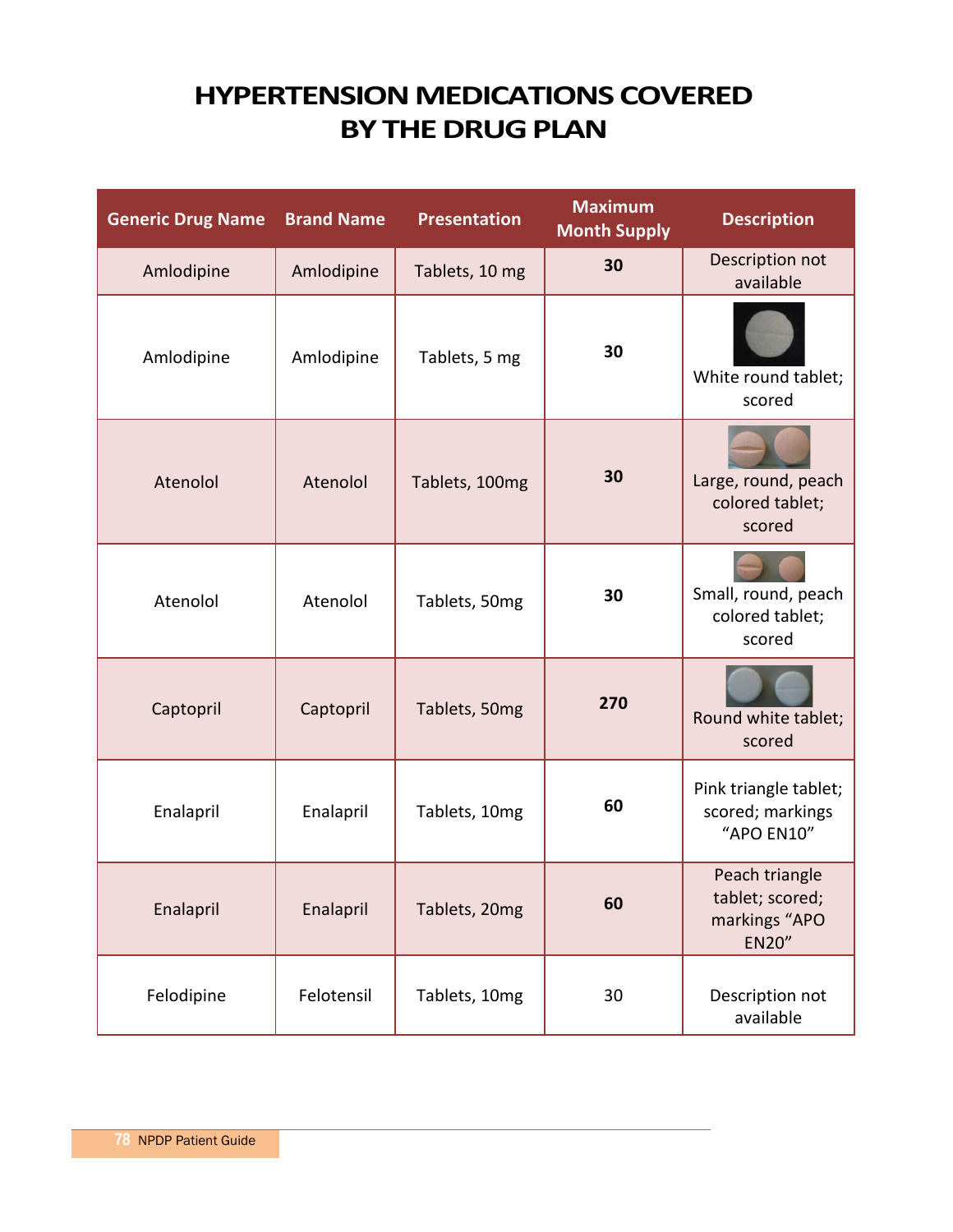# HYPERTENSION MEDICATIONS COVERED BY THE DRUG PLAN

| Generic Drug Name | Brand Name | Presentation | Maximum Month Supply | Description |
|---|---|---|---|---|
| Amlodipine | Amlodipine | Tablets, 10 mg | **30** | Description not available |
| Amlodipine | Amlodipine | Tablets, 5 mg | **30** | White round tablet; scored |
| Atenolol | Atenolol | Tablets, 100mg | **30** | Large, round, peach colored tablet; scored |
| Atenolol | Atenolol | Tablets, 50mg | **30** | Small, round, peach colored tablet; scored |
| Captopril | Captopril | Tablets, 50mg | **270** | Round white tablet; scored |
| Enalapril | Enalapril | Tablets, 10mg | **60** | Pink triangle tablet; scored; markings "APO EN10" |
| Enalapril | Enalapril | Tablets, 20mg | **60** | Peach triangle tablet; scored; markings "APO EN20" |
| Felodipine | Felotensil | Tablets, 10mg | 30 | Description not available |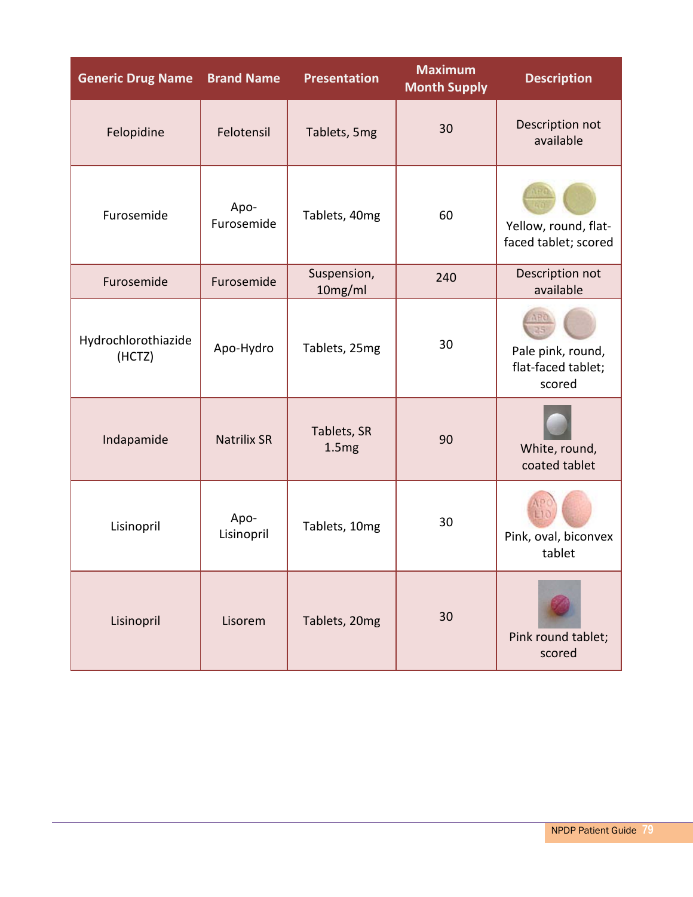| Generic Drug Name | Brand Name | Presentation | Maximum Month Supply | Description |
| --- | --- | --- | --- | --- |
| Felopidine | Felotensil | Tablets, 5mg | 30 | Description not available |
| Furosemide | Apo-Furosemide | Tablets, 40mg | 60 | Yellow, round, flat-faced tablet; scored |
| Furosemide | Furosemide | Suspension, 10mg/ml | 240 | Description not available |
| Hydrochlorothiazide (HCTZ) | Apo-Hydro | Tablets, 25mg | 30 | Pale pink, round, flat-faced tablet; scored |
| Indapamide | Natrilix SR | Tablets, SR 1.5mg | 90 | White, round, coated tablet |
| Lisinopril | Apo-Lisinopril | Tablets, 10mg | 30 | Pink, oval, biconvex tablet |
| Lisinopril | Lisorem | Tablets, 20mg | 30 | Pink round tablet; scored |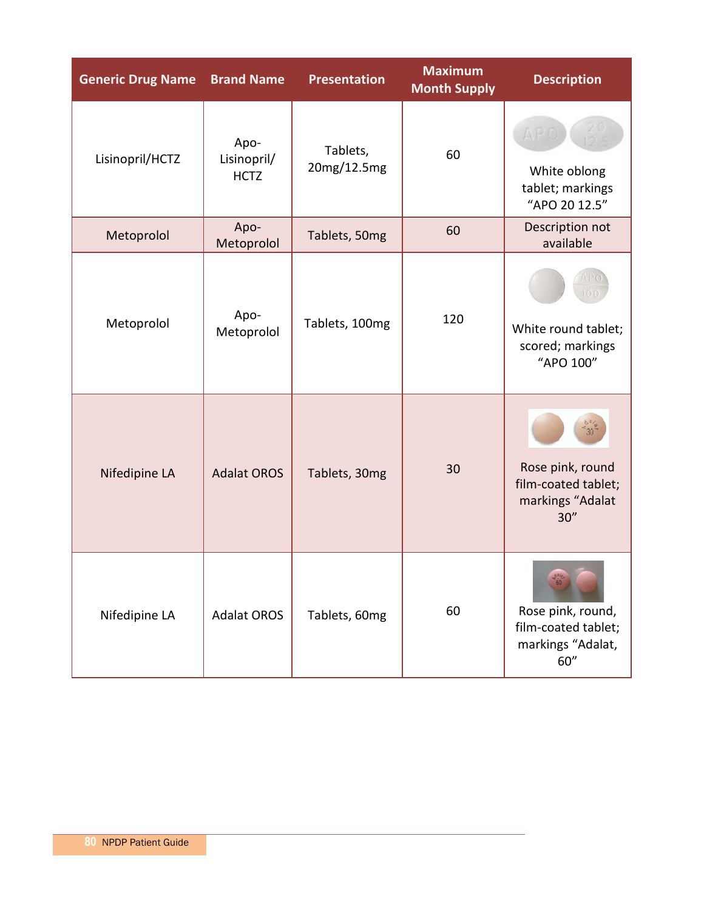| Generic Drug Name | Brand Name | Presentation | Maximum Month Supply | Description |
|---|---|---|---|---|
| Lisinopril/HCTZ | Apo-Lisinopril/HCTZ | Tablets, 20mg/12.5mg | 60 | White oblong tablet; markings "APO 20 12.5" |
| Metoprolol | Apo-Metoprolol | Tablets, 50mg | 60 | Description not available |
| Metoprolol | Apo-Metoprolol | Tablets, 100mg | 120 | White round tablet; scored; markings "APO 100" |
| Nifedipine LA | Adalat OROS | Tablets, 30mg | 30 | Rose pink, round film-coated tablet; markings "Adalat 30" |
| Nifedipine LA | Adalat OROS | Tablets, 60mg | 60 | Rose pink, round, film-coated tablet; markings "Adalat, 60" |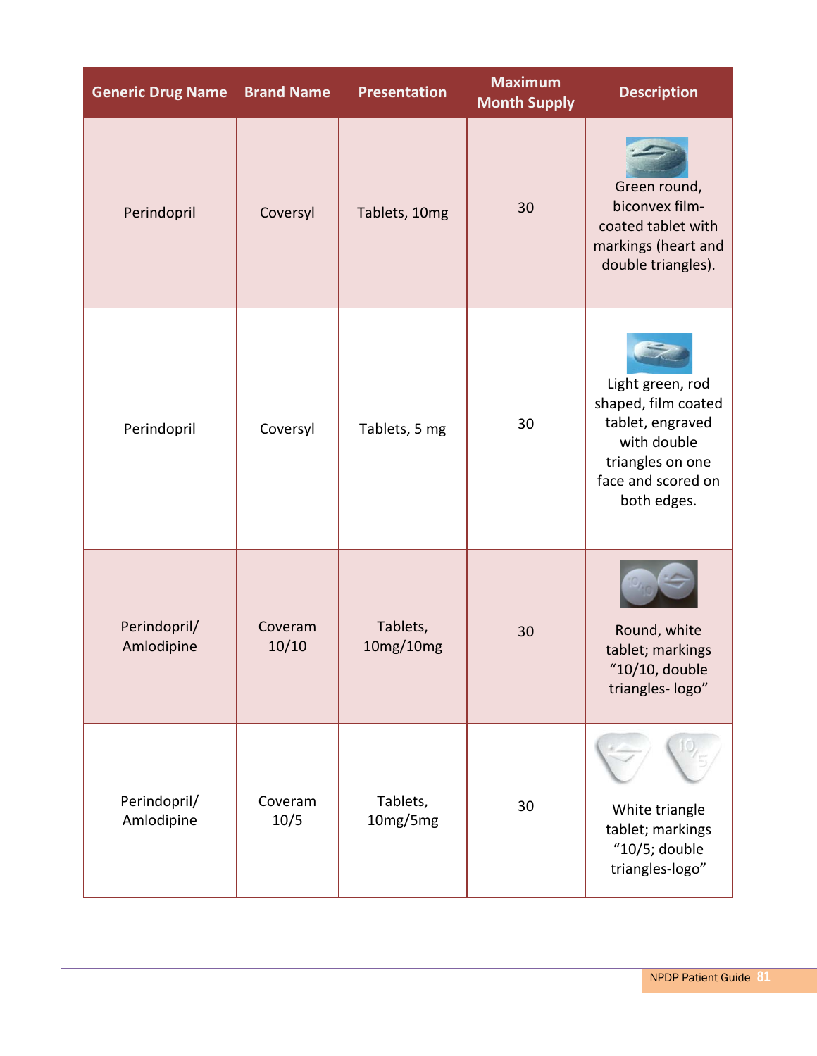| Generic Drug Name | Brand Name | Presentation | Maximum Month Supply | Description |
| --- | --- | --- | --- | --- |
| Perindopril | Coversyl | Tablets, 10mg | 30 | Green round, biconvex film-coated tablet with markings (heart and double triangles). |
| Perindopril | Coversyl | Tablets, 5 mg | 30 | Light green, rod shaped, film coated tablet, engraved with double triangles on one face and scored on both edges. |
| Perindopril/ Amlodipine | Coveram 10/10 | Tablets, 10mg/10mg | 30 | Round, white tablet; markings "10/10, double triangles- logo" |
| Perindopril/ Amlodipine | Coveram 10/5 | Tablets, 10mg/5mg | 30 | White triangle tablet; markings "10/5; double triangles-logo" |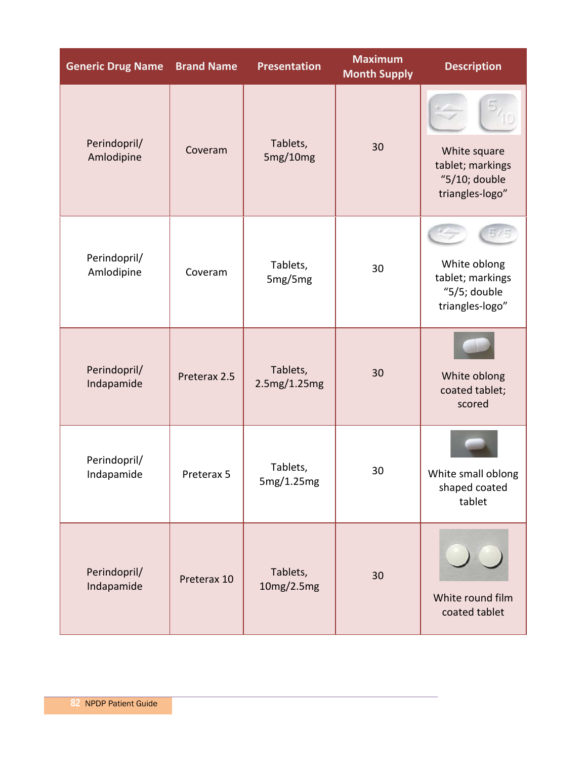| Generic Drug Name | Brand Name | Presentation | Maximum Month Supply | Description |
|---|---|---|---|---|
| Perindopril/ Amlodipine | Coveram | Tablets, 5mg/10mg | 30 | White square tablet; markings “5/10; double triangles-logo” |
| Perindopril/ Amlodipine | Coveram | Tablets, 5mg/5mg | 30 | White oblong tablet; markings “5/5; double triangles-logo” |
| Perindopril/ Indapamide | Preterax 2.5 | Tablets, 2.5mg/1.25mg | 30 | White oblong coated tablet; scored |
| Perindopril/ Indapamide | Preterax 5 | Tablets, 5mg/1.25mg | 30 | White small oblong shaped coated tablet |
| Perindopril/ Indapamide | Preterax 10 | Tablets, 10mg/2.5mg | 30 | White round film coated tablet |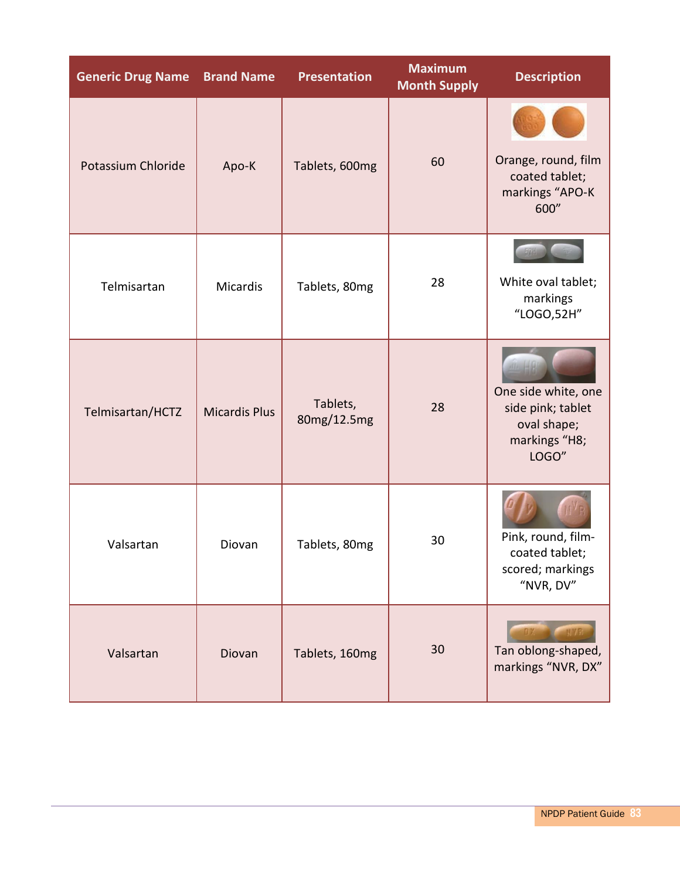| Generic Drug Name | Brand Name | Presentation | Maximum Month Supply | Description |
|---|---|---|---|---|
| Potassium Chloride | Apo-K | Tablets, 600mg | 60 | Orange, round, film coated tablet; markings "APO-K 600" |
| Telmisartan | Micardis | Tablets, 80mg | 28 | White oval tablet; markings "LOGO,52H" |
| Telmisartan/HCTZ | Micardis Plus | Tablets, 80mg/12.5mg | 28 | One side white, one side pink; tablet oval shape; markings "H8; LOGO" |
| Valsartan | Diovan | Tablets, 80mg | 30 | Pink, round, film-coated tablet; scored; markings "NVR, DV" |
| Valsartan | Diovan | Tablets, 160mg | 30 | Tan oblong-shaped, markings "NVR, DX" |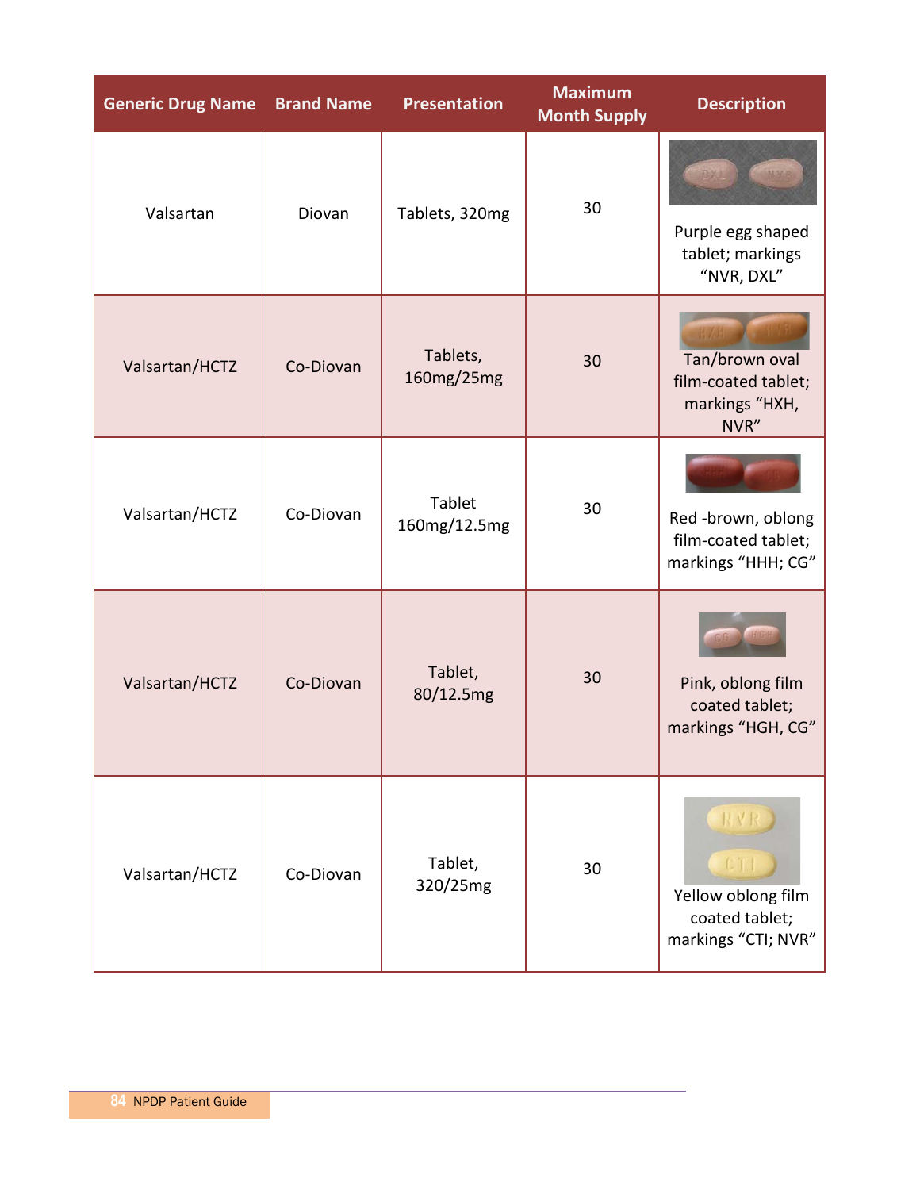| Generic Drug Name | Brand Name | Presentation | Maximum Month Supply | Description |
|---|---|---|---|---|
| Valsartan | Diovan | Tablets, 320mg | 30 | Purple egg shaped tablet; markings "NVR, DXL" |
| Valsartan/HCTZ | Co-Diovan | Tablets, 160mg/25mg | 30 | Tan/brown oval film-coated tablet; markings "HXH, NVR" |
| Valsartan/HCTZ | Co-Diovan | Tablet 160mg/12.5mg | 30 | Red -brown, oblong film-coated tablet; markings "HHH; CG" |
| Valsartan/HCTZ | Co-Diovan | Tablet, 80/12.5mg | 30 | Pink, oblong film coated tablet; markings "HGH, CG" |
| Valsartan/HCTZ | Co-Diovan | Tablet, 320/25mg | 30 | Yellow oblong film coated tablet; markings "CTI; NVR" |